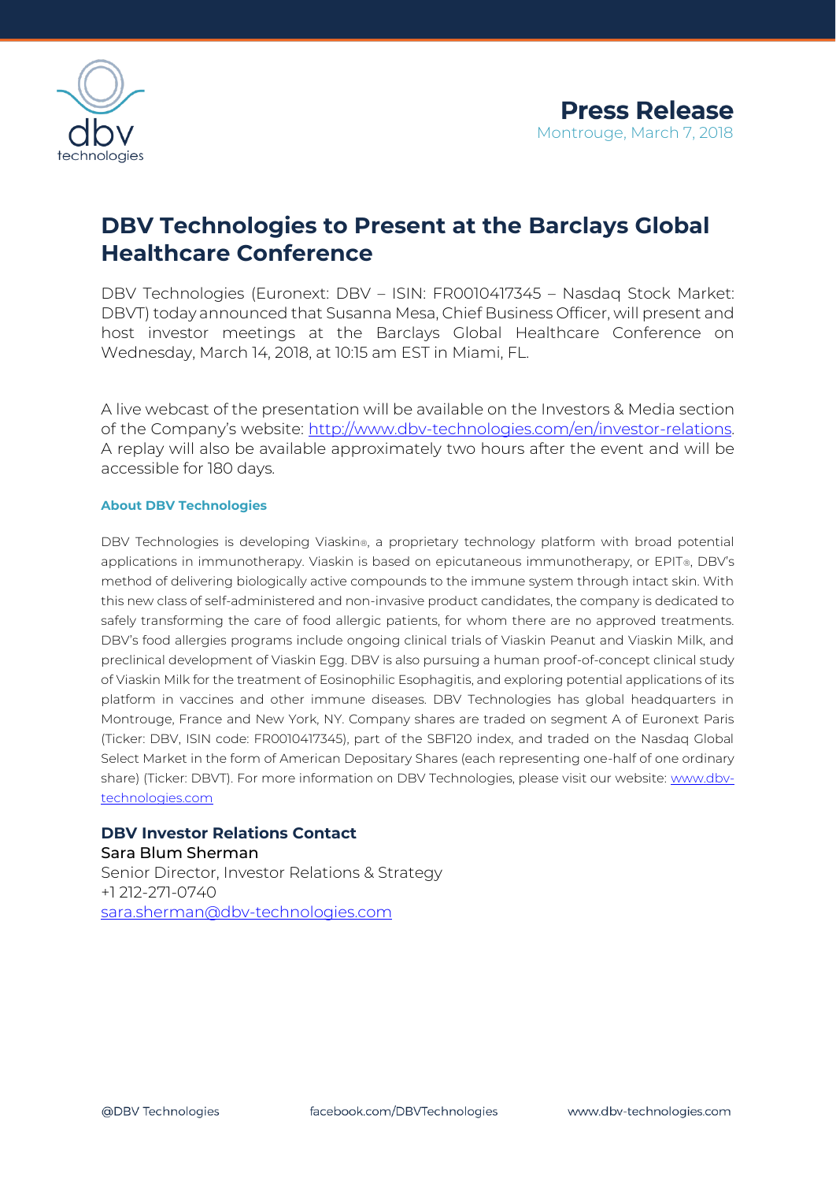**Press Release**
Montrouge, March 7, 2018

# DBV Technologies to Present at the Barclays Global Healthcare Conference

DBV Technologies (Euronext: DBV – ISIN: FR0010417345 – Nasdaq Stock Market: DBVT) today announced that Susanna Mesa, Chief Business Officer, will present and host investor meetings at the Barclays Global Healthcare Conference on Wednesday, March 14, 2018, at 10:15 am EST in Miami, FL.

A live webcast of the presentation will be available on the Investors & Media section of the Company's website: [http://www.dbv-technologies.com/en/investor-relations](http://www.dbv-technologies.com/en/investor-relations). A replay will also be available approximately two hours after the event and will be accessible for 180 days.

### About DBV Technologies

DBV Technologies is developing Viaskin®, a proprietary technology platform with broad potential applications in immunotherapy. Viaskin is based on epicutaneous immunotherapy, or EPIT®, DBV's method of delivering biologically active compounds to the immune system through intact skin. With this new class of self-administered and non-invasive product candidates, the company is dedicated to safely transforming the care of food allergic patients, for whom there are no approved treatments. DBV's food allergies programs include ongoing clinical trials of Viaskin Peanut and Viaskin Milk, and preclinical development of Viaskin Egg. DBV is also pursuing a human proof-of-concept clinical study of Viaskin Milk for the treatment of Eosinophilic Esophagitis, and exploring potential applications of its platform in vaccines and other immune diseases. DBV Technologies has global headquarters in Montrouge, France and New York, NY. Company shares are traded on segment A of Euronext Paris (Ticker: DBV, ISIN code: FR0010417345), part of the SBF120 index, and traded on the Nasdaq Global Select Market in the form of American Depositary Shares (each representing one-half of one ordinary share) (Ticker: DBVT). For more information on DBV Technologies, please visit our website: [www.dbv-technologies.com](http://www.dbv-technologies.com)

**DBV Investor Relations Contact**
Sara Blum Sherman
Senior Director, Investor Relations & Strategy
+1 212-271-0740
[sara.sherman@dbv-technologies.com](mailto:sara.sherman@dbv-technologies.com)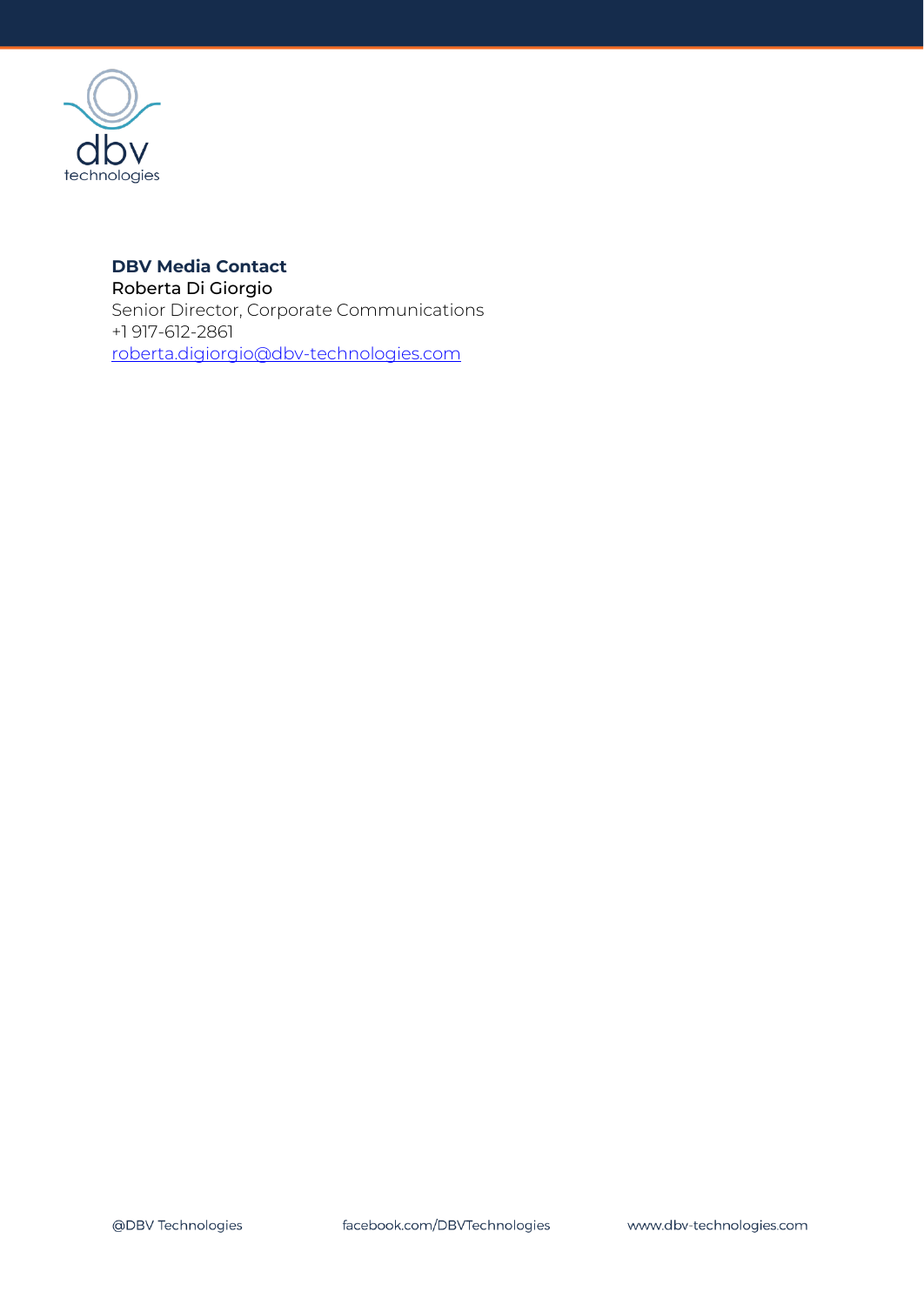**DBV Media Contact**
Roberta Di Giorgio
Senior Director, Corporate Communications
+1 917-612-2861
roberta.digiorgio@dbv-technologies.com